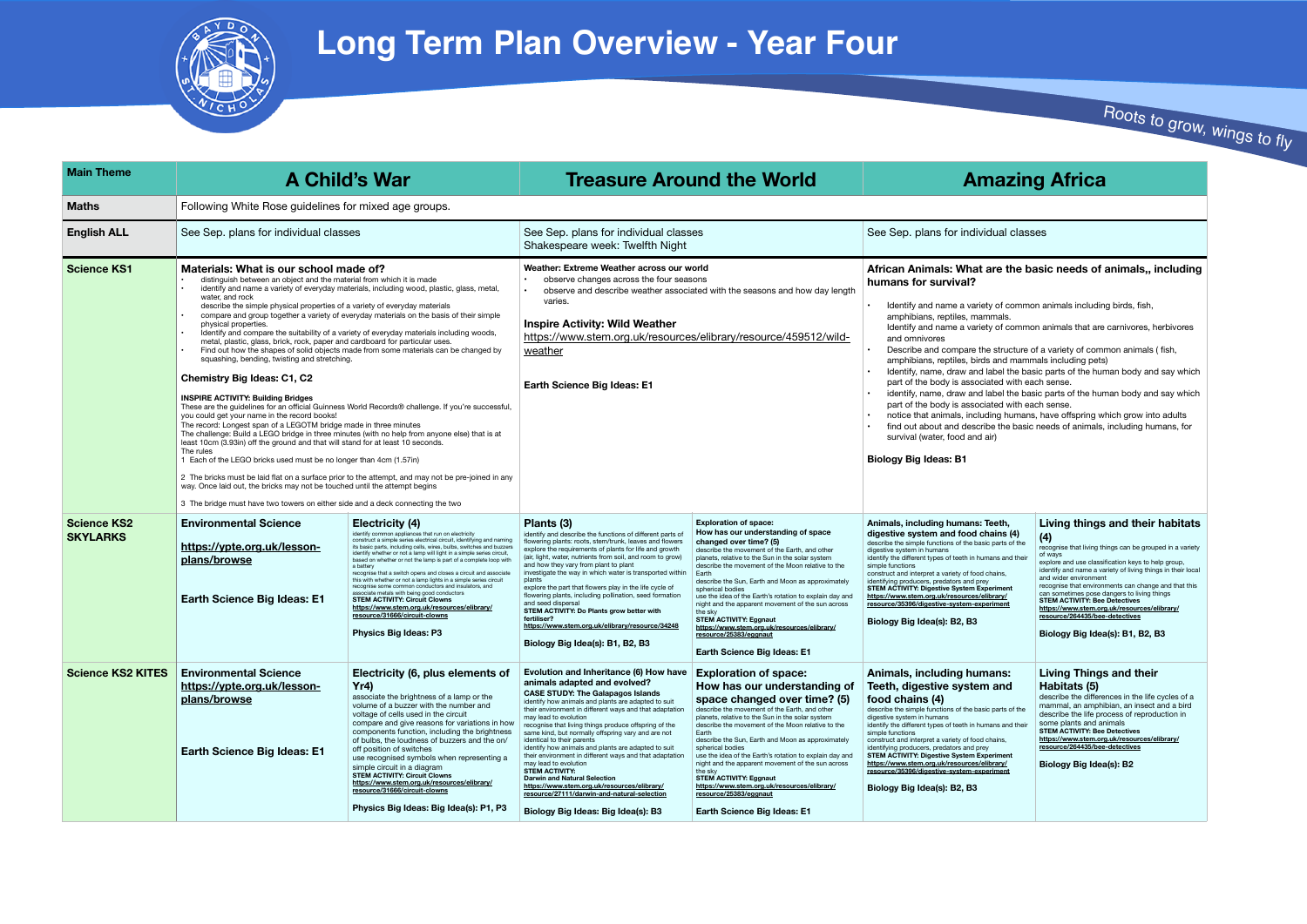# Long Term Plan Overview - Year Four

Roots to grow, wings to fly

| Main Theme | A Child's War | | Treasure Around the World | | Amazing Africa | |
|---|---|---|---|---|---|---|
| Maths | Following White Rose guidelines for mixed age groups. | | | | | |
| English ALL | See Sep. plans for individual classes | | See Sep. plans for individual classes<br>Shakespeare week: Twelfth Night | | See Sep. plans for individual classes | |
| Science KS1 | **Materials: What is our school made of?**<br>• distinguish between an object and the material from which it is made<br>• identify and name a variety of everyday materials, including wood, plastic, glass, metal, water, and rock<br>describe the simple physical properties of a variety of everyday materials<br>• compare and group together a variety of everyday materials on the basis of their simple physical properties.<br>• Identify and compare the suitability of a variety of everyday materials including woods, metal, plastic, glass, brick, rock, paper and cardboard for particular uses.<br>• Find out how the shapes of solid objects made from some materials can be changed by squashing, bending, twisting and stretching.<br><br>**Chemistry Big Ideas: C1, C2**<br><br>**INSPIRE ACTIVITY: Building Bridges**<br>These are the guidelines for an official Guinness World Records® challenge. If you're successful, you could get your name in the record books!<br>The record: Longest span of a LEGOTM bridge made in three minutes<br>The challenge: Build a LEGO bridge in three minutes (with no help from anyone else) that is at least 10cm (3.93in) off the ground and that will stand for at least 10 seconds.<br>The rules<br>1 Each of the LEGO bricks used must be no longer than 4cm (1.57in)<br><br>2 The bricks must be laid flat on a surface prior to the attempt, and may not be pre-joined in any way. Once laid out, the bricks may not be touched until the attempt begins<br><br>3 The bridge must have two towers on either side and a deck connecting the two | | **Weather: Extreme Weather across our world**<br>• observe changes across the four seasons<br>• observe and describe weather associated with the seasons and how day length varies.<br><br>**Inspire Activity: Wild Weather**<br>https://www.stem.org.uk/resources/elibrary/resource/459512/wild-weather<br><br>**Earth Science Big Ideas: E1** | | **African Animals: What are the basic needs of animals,, including humans for survival?**<br>• Identify and name a variety of common animals including birds, fish, amphibians, reptiles, mammals.<br>Identify and name a variety of common animals that are carnivores, herbivores and omnivores<br>• Describe and compare the structure of a variety of common animals ( fish, amphibians, reptiles, birds and mammals including pets)<br>• Identify, name, draw and label the basic parts of the human body and say which part of the body is associated with each sense.<br>• identify, name, draw and label the basic parts of the human body and say which part of the body is associated with each sense.<br>• notice that animals, including humans, have offspring which grow into adults<br>• find out about and describe the basic needs of animals, including humans, for survival (water, food and air)<br><br>**Biology Big Ideas: B1** | |
| Science KS2 SKYLARKS | **Environmental Science**<br><br>https://ypte.org.uk/lesson-plans/browse<br><br>**Earth Science Big Ideas: E1** | **Electricity (4)**<br>identify common appliances that run on electricity<br>construct a simple series electrical circuit, identifying and naming its basic parts, including cells, wires, bulbs, switches and buzzers<br>identify whether or not a lamp will light in a simple series circuit, based on whether or not the lamp is part of a complete loop with a battery<br>recognise that a switch opens and closes a circuit and associate this with whether or not a lamp lights in a simple series circuit<br>recognise some common conductors and insulators, and associate metals with being good conductors<br>**STEM ACTIVITY: Circuit Clowns**<br>https://www.stem.org.uk/resources/elibrary/resource/31666/circuit-clowns<br><br>**Physics Big Ideas: P3** | **Plants (3)**<br>identify and describe the functions of different parts of flowering plants: roots, stem/trunk, leaves and flowers<br>explore the requirements of plants for life and growth (air, light, water, nutrients from soil, and room to grow) and how they vary from plant to plant<br>investigate the way in which water is transported within plants<br>explore the part that flowers play in the life cycle of flowering plants, including pollination, seed formation and seed dispersal<br>**STEM ACTIVITY: Do Plants grow better with fertiliser?**<br>https://www.stem.org.uk/elibrary/resource/34248<br><br>**Biology Big Idea(s): B1, B2, B3** | **Exploration of space: How has our understanding of space changed over time? (5)**<br>describe the movement of the Earth, and other planets, relative to the Sun in the solar system<br>describe the movement of the Moon relative to the Earth<br>describe the Sun, Earth and Moon as approximately spherical bodies<br>use the idea of the Earth's rotation to explain day and night and the apparent movement of the sun across the sky<br>**STEM ACTIVITY: Eggnaut**<br>https://www.stem.org.uk/resources/elibrary/resource/25383/eggnaut<br><br>**Earth Science Big Ideas: E1** | **Animals, including humans: Teeth, digestive system and food chains (4)**<br>describe the simple functions of the basic parts of the digestive system in humans<br>identify the different types of teeth in humans and their simple functions<br>construct and interpret a variety of food chains, identifying producers, predators and prey<br>**STEM ACTIVITY: Digestive System Experiment**<br>https://www.stem.org.uk/resources/elibrary/resource/35396/digestive-system-experiment<br><br>**Biology Big Idea(s): B2, B3** | **Living things and their habitats (4)**<br>recognise that living things can be grouped in a variety of ways<br>explore and use classification keys to help group, identify and name a variety of living things in their local and wider environment<br>recognise that environments can change and that this can sometimes pose dangers to living things<br>**STEM ACTIVITY: Bee Detectives**<br>https://www.stem.org.uk/resources/elibrary/resource/264435/bee-detectives<br><br>**Biology Big Idea(s): B1, B2, B3** |
| Science KS2 KITES | **Environmental Science**<br>https://ypte.org.uk/lesson-plans/browse<br><br>**Earth Science Big Ideas: E1** | **Electricity (6, plus elements of Yr4)**<br>associate the brightness of a lamp or the volume of a buzzer with the number and voltage of cells used in the circuit<br>compare and give reasons for variations in how components function, including the brightness of bulbs, the loudness of buzzers and the on/off position of switches<br>use recognised symbols when representing a simple circuit in a diagram<br>**STEM ACTIVITY: Circuit Clowns**<br>https://www.stem.org.uk/resources/elibrary/resource/31666/circuit-clowns<br><br>**Physics Big Ideas: Big Idea(s): P1, P3** | **Evolution and Inheritance (6) How have animals adapted and evolved?**<br>**CASE STUDY: The Galapagos Islands**<br>identify how animals and plants are adapted to suit their environment in different ways and that adaptation may lead to evolution<br>recognise that living things produce offspring of the same kind, but normally offspring vary and are not identical to their parents<br>identify how animals and plants are adapted to suit their environment in different ways and that adaptation may lead to evolution<br>**STEM ACTIVITY: Darwin and Natural Selection**<br>https://www.stem.org.uk/resources/elibrary/resource/27111/darwin-and-natural-selection<br><br>**Biology Big Ideas: Big Idea(s): B3** | **Exploration of space: How has our understanding of space changed over time? (5)**<br>describe the movement of the Earth, and other planets, relative to the Sun in the solar system<br>describe the movement of the Moon relative to the Earth<br>describe the Sun, Earth and Moon as approximately spherical bodies<br>use the idea of the Earth's rotation to explain day and night and the apparent movement of the sun across the sky<br>**STEM ACTIVITY: Eggnaut**<br>https://www.stem.org.uk/resources/elibrary/resource/25383/eggnaut<br><br>**Earth Science Big Ideas: E1** | **Animals, including humans: Teeth, digestive system and food chains (4)**<br>describe the simple functions of the basic parts of the digestive system in humans<br>identify the different types of teeth in humans and their simple functions<br>construct and interpret a variety of food chains, identifying producers, predators and prey<br>**STEM ACTIVITY: Digestive System Experiment**<br>https://www.stem.org.uk/resources/elibrary/resource/35396/digestive-system-experiment<br><br>**Biology Big Idea(s): B2, B3** | **Living Things and their Habitats (5)**<br>describe the differences in the life cycles of a mammal, an amphibian, an insect and a bird<br>describe the life process of reproduction in some plants and animals<br>**STEM ACTIVITY: Bee Detectives**<br>https://www.stem.org.uk/resources/elibrary/resource/264435/bee-detectives<br><br>**Biology Big Idea(s): B2** |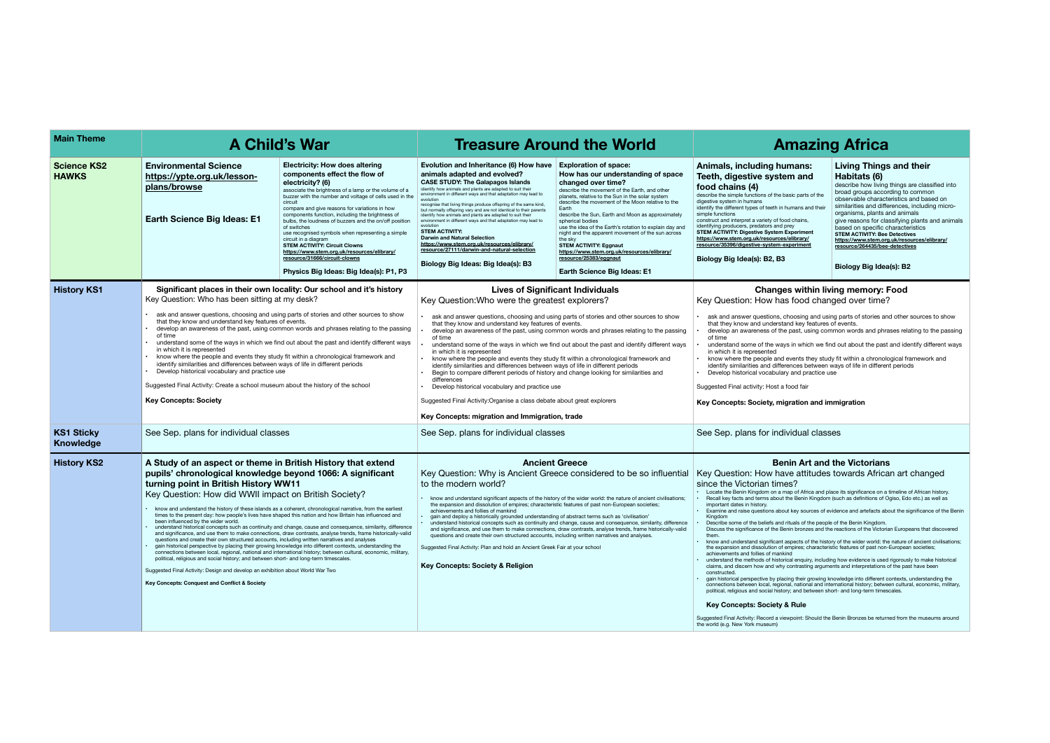| Main Theme | A Child's War | | Treasure Around the World | | Amazing Africa | |
|---|---|---|---|---|---|---|
| **Science KS2 HAWKS** | **Environmental Science** **https://ypte.org.uk/lesson-plans/browse** <br><br> **Earth Science Big Ideas: E1** | **Electricity: How does altering components effect the flow of electricity? (6)** <br> associate the brightness of a lamp or the volume of a buzzer with the number and voltage of cells used in the circuit <br> compare and give reasons for variations in how components function, including the brightness of bulbs, the loudness of buzzers and the on/off position of switches <br> use recognised symbols when representing a simple circuit in a diagram <br> **STEM ACTIVITY: Circuit Clowns** <br> **https://www.stem.org.uk/resources/elibrary/resource/31666/circuit-clowns** <br><br> **Physics Big Ideas: Big Idea(s): P1, P3** | **Evolution and Inheritance (6) How have animals adapted and evolved?** <br> **CASE STUDY: The Galapagos Islands** <br> identify how animals and plants are adapted to suit their environment in different ways and that adaptation may lead to evolution <br> recognise that living things produce offspring of the same kind, but normally offspring vary and are not identical to their parents <br> identify how animals and plants are adapted to suit their environment in different ways and that adaptation may lead to evolution <br> **STEM ACTIVITY:** <br> **Darwin and Natural Selection** <br> **https://www.stem.org.uk/resources/elibrary/resource/27111/darwin-and-natural-selection** <br><br> **Biology Big Ideas: Big Idea(s): B3** | **Exploration of space: How has our understanding of space changed over time?** <br> describe the movement of the Earth, and other planets, relative to the Sun in the solar system <br> describe the movement of the Moon relative to the Earth <br> describe the Sun, Earth and Moon as approximately spherical bodies <br> use the idea of the Earth's rotation to explain day and night and the apparent movement of the sun across the sky <br> **STEM ACTIVITY: Eggnaut** <br> **https://www.stem.org.uk/resources/elibrary/resource/25383/eggnaut** <br><br> **Earth Science Big Ideas: E1** | **Animals, including humans: Teeth, digestive system and food chains (4)** <br> describe the simple functions of the basic parts of the digestive system in humans <br> identify the different types of teeth in humans and their simple functions <br> construct and interpret a variety of food chains, identifying producers, predators and prey <br> **STEM ACTIVITY: Digestive System Experiment** <br> **https://www.stem.org.uk/resources/elibrary/resource/35396/digestive-system-experiment** <br><br> **Biology Big Idea(s): B2, B3** | **Living Things and their Habitats (6)** <br> describe how living things are classified into broad groups according to common observable characteristics and based on similarities and differences, including micro-organisms, plants and animals <br> give reasons for classifying plants and animals based on specific characteristics <br> **STEM ACTIVITY: Bee Detectives** <br> **https://www.stem.org.uk/resources/elibrary/resource/264435/bee-detectives** <br><br> **Biology Big Idea(s): B2** |
| **History KS1** | **Significant places in their own locality: Our school and it's history** <br> Key Question: Who has been sitting at my desk? <br> • ask and answer questions, choosing and using parts of stories and other sources to show that they know and understand key features of events. <br> • develop an awareness of the past, using common words and phrases relating to the passing of time <br> • understand some of the ways in which we find out about the past and identify different ways in which it is represented <br> • know where the people and events they study fit within a chronological framework and identify similarities and differences between ways of life in different periods <br> • Develop historical vocabulary and practice use <br><br> Suggested Final Activity: Create a school museum about the history of the school <br><br> **Key Concepts: Society** | | **Lives of Significant Individuals** <br> Key Question:Who were the greatest explorers? <br> • ask and answer questions, choosing and using parts of stories and other sources to show that they know and understand key features of events. <br> • develop an awareness of the past, using common words and phrases relating to the passing of time <br> • understand some of the ways in which we find out about the past and identify different ways in which it is represented <br> • know where the people and events they study fit within a chronological framework and identify similarities and differences between ways of life in different periods <br> • Begin to compare different periods of history and change looking for similarities and differences <br> • Develop historical vocabulary and practice use <br><br> Suggested Final Activity:Organise a class debate about great explorers <br><br> **Key Concepts: migration and Immigration, trade** | | **Changes within living memory: Food** <br> Key Question: How has food changed over time? <br> • ask and answer questions, choosing and using parts of stories and other sources to show that they know and understand key features of events. <br> • develop an awareness of the past, using common words and phrases relating to the passing of time <br> • understand some of the ways in which we find out about the past and identify different ways in which it is represented <br> • know where the people and events they study fit within a chronological framework and identify similarities and differences between ways of life in different periods <br> • Develop historical vocabulary and practice use <br><br> Suggested Final activity: Host a food fair <br><br> **Key Concepts: Society, migration and immigration** | |
| **KS1 Sticky Knowledge** | See Sep. plans for individual classes | | See Sep. plans for individual classes | | See Sep. plans for individual classes | |
| **History KS2** | **A Study of an aspect or theme in British History that extend pupils' chronological knowledge beyond 1066: A significant turning point in British History WW11** <br> Key Question: How did WWII impact on British Society? <br> • know and understand the history of these islands as a coherent, chronological narrative, from the earliest times to the present day: how people's lives have shaped this nation and how Britain has influenced and been influenced by the wider world. <br> • understand historical concepts such as continuity and change, cause and consequence, similarity, difference and significance, and use them to make connections, draw contrasts, analyse trends, frame historically-valid questions and create their own structured accounts, including written narratives and analyses <br> • gain historical perspective by placing their growing knowledge into different contexts, understanding the connections between local, regional, national and international history; between cultural, economic, military, political, religious and social history; and between short- and long-term timescales. <br><br> Suggested Final Activity: Design and develop an exhibition about World War Two <br><br> **Key Concepts: Conquest and Conflict & Society** | | **Ancient Greece** <br> Key Question: Why is Ancient Greece considered to be so influential to the modern world? <br> • know and understand significant aspects of the history of the wider world: the nature of ancient civilisations; the expansion and dissolution of empires; characteristic features of past non-European societies; achievements and follies of mankind <br> • gain and deploy a historically grounded understanding of abstract terms such as 'civilisation' <br> • understand historical concepts such as continuity and change, cause and consequence, similarity, difference and significance, and use them to make connections, draw contrasts, analyse trends, frame historically-valid questions and create their own structured accounts, including written narratives and analyses. <br><br> Suggested Final Activity: Plan and hold an Ancient Greek Fair at your school <br><br> **Key Concepts: Society & Religion** | | **Benin Art and the Victorians** <br> Key Question: How have attitudes towards African art changed since the Victorian times? <br> • Locate the Benin Kingdom on a map of Africa and place its significance on a timeline of African history. <br> • Recall key facts and terms about the Benin Kingdom (such as definitions of Ogiso, Edo etc.) as well as important dates in history. <br> • Examine and raise questions about key sources of evidence and artefacts about the significance of the Benin Kingdom <br> • Describe some of the beliefs and rituals of the people of the Benin Kingdom. <br> • Discuss the significance of the Benin bronzes and the reactions of the Victorian Europeans that discovered them. <br> • know and understand significant aspects of the history of the wider world: the nature of ancient civilisations; the expansion and dissolution of empires; characteristic features of past non-European societies; achievements and follies of mankind <br> • understand the methods of historical enquiry, including how evidence is used rigorously to make historical claims, and discern how and why contrasting arguments and interpretations of the past have been constructed. <br> • gain historical perspective by placing their growing knowledge into different contexts, understanding the connections between local, regional, national and international history; between cultural, economic, military, political, religious and social history; and between short- and long-term timescales. <br><br> **Key Concepts: Society & Rule** <br><br> Suggested Final Activity: Record a viewpoint: Should the Benin Bronzes be returned from the museums around the world (e.g. New York museum) | |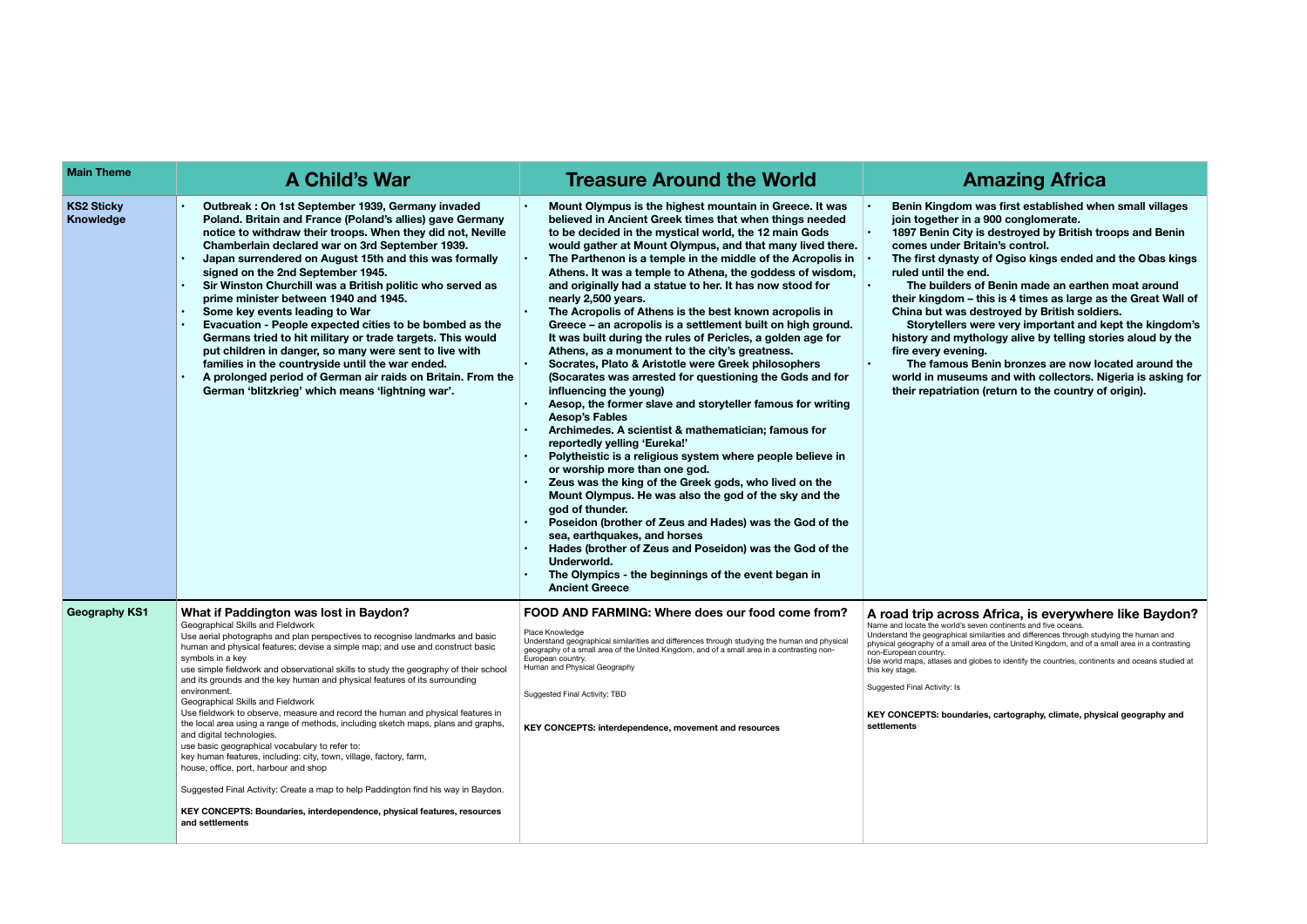| Main Theme | A Child's War | Treasure Around the World | Amazing Africa |
|---|---|---|---|
| KS2 Sticky Knowledge | • Outbreak : On 1st September 1939, Germany invaded Poland. Britain and France (Poland's allies) gave Germany notice to withdraw their troops. When they did not, Neville Chamberlain declared war on 3rd September 1939.<br>• Japan surrendered on August 15th and this was formally signed on the 2nd September 1945.<br>• Sir Winston Churchill was a British politic who served as prime minister between 1940 and 1945.<br>• Some key events leading to War<br>• Evacuation - People expected cities to be bombed as the Germans tried to hit military or trade targets. This would put children in danger, so many were sent to live with families in the countryside until the war ended.<br>• A prolonged period of German air raids on Britain. From the German 'blitzkrieg' which means 'lightning war'. | • Mount Olympus is the highest mountain in Greece. It was believed in Ancient Greek times that when things needed to be decided in the mystical world, the 12 main Gods would gather at Mount Olympus, and that many lived there.<br>• The Parthenon is a temple in the middle of the Acropolis in Athens. It was a temple to Athena, the goddess of wisdom, and originally had a statue to her. It has now stood for nearly 2,500 years.<br>• The Acropolis of Athens is the best known acropolis in Greece – an acropolis is a settlement built on high ground. It was built during the rules of Pericles, a golden age for Athens, as a monument to the city's greatness.<br>• Socrates, Plato & Aristotle were Greek philosophers (Socarates was arrested for questioning the Gods and for influencing the young)<br>• Aesop, the former slave and storyteller famous for writing Aesop's Fables<br>• Archimedes. A scientist & mathematician; famous for reportedly yelling 'Eureka!'<br>• Polytheistic is a religious system where people believe in or worship more than one god.<br>• Zeus was the king of the Greek gods, who lived on the Mount Olympus. He was also the god of the sky and the god of thunder.<br>• Poseidon (brother of Zeus and Hades) was the God of the sea, earthquakes, and horses<br>• Hades (brother of Zeus and Poseidon) was the God of the Underworld.<br>• The Olympics - the beginnings of the event began in Ancient Greece | • Benin Kingdom was first established when small villages join together in a 900 conglomerate.<br>• 1897 Benin City is destroyed by British troops and Benin comes under Britain's control.<br>• The first dynasty of Ogiso kings ended and the Obas kings ruled until the end.<br>• The builders of Benin made an earthen moat around their kingdom – this is 4 times as large as the Great Wall of China but was destroyed by British soldiers.<br>Storytellers were very important and kept the kingdom's history and mythology alive by telling stories aloud by the fire every evening.<br>• The famous Benin bronzes are now located around the world in museums and with collectors. Nigeria is asking for their repatriation (return to the country of origin). |
| Geography KS1 | **What if Paddington was lost in Baydon?**<br>Geographical Skills and Fieldwork<br>Use aerial photographs and plan perspectives to recognise landmarks and basic human and physical features; devise a simple map; and use and construct basic symbols in a key<br>use simple fieldwork and observational skills to study the geography of their school and its grounds and the key human and physical features of its surrounding environment.<br>Geographical Skills and Fieldwork<br>Use fieldwork to observe, measure and record the human and physical features in the local area using a range of methods, including sketch maps, plans and graphs, and digital technologies.<br>use basic geographical vocabulary to refer to:<br>key human features, including: city, town, village, factory, farm, house, office, port, harbour and shop<br><br>Suggested Final Activity: Create a map to help Paddington find his way in Baydon.<br><br>**KEY CONCEPTS: Boundaries, interdependence, physical features, resources and settlements** | **FOOD AND FARMING: Where does our food come from?**<br>Place Knowledge<br>Understand geographical similarities and differences through studying the human and physical geography of a small area of the United Kingdom, and of a small area in a contrasting non-European country.<br>Human and Physical Geography<br><br>Suggested Final Activity: TBD<br><br>**KEY CONCEPTS: interdependence, movement and resources** | **A road trip across Africa, is everywhere like Baydon?**<br>Name and locate the world's seven continents and five oceans.<br>Understand the geographical similarities and differences through studying the human and physical geography of a small area of the United Kingdom, and of a small area in a contrasting non-European country.<br>Use world maps, atlases and globes to identify the countries, continents and oceans studied at this key stage.<br><br>Suggested Final Activity: Is<br><br>**KEY CONCEPTS: boundaries, cartography, climate, physical geography and settlements** |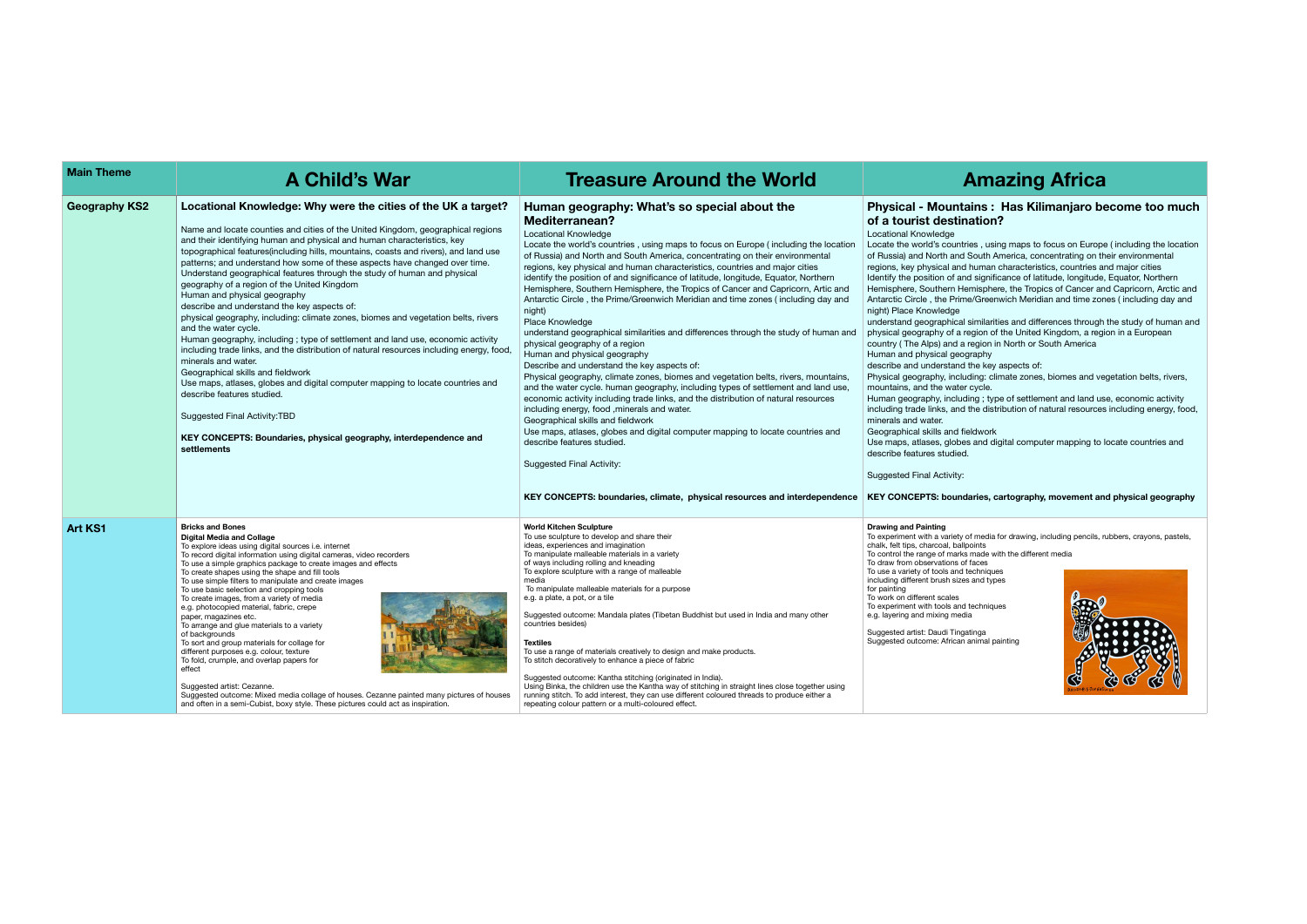| Main Theme | A Child's War | Treasure Around the World | Amazing Africa |
|---|---|---|---|
| **Geography KS2** | **Locational Knowledge: Why were the cities of the UK a target?**<br><br>Name and locate counties and cities of the United Kingdom, geographical regions and their identifying human and physical and human characteristics, key topographical features(including hills, mountains, coasts and rivers), and land use patterns; and understand how some of these aspects have changed over time.<br>Understand geographical features through the study of human and physical geography of a region of the United Kingdom<br>Human and physical geography<br>describe and understand the key aspects of:<br>physical geography, including: climate zones, biomes and vegetation belts, rivers and the water cycle.<br>Human geography, including ; type of settlement and land use, economic activity including trade links, and the distribution of natural resources including energy, food, minerals and water.<br>Geographical skills and fieldwork<br>Use maps, atlases, globes and digital computer mapping to locate countries and describe features studied.<br><br>Suggested Final Activity:TBD<br><br>**KEY CONCEPTS: Boundaries, physical geography, interdependence and settlements** | **Human geography: What's so special about the Mediterranean?**<br>Locational Knowledge<br>Locate the world's countries , using maps to focus on Europe ( including the location of Russia) and North and South America, concentrating on their environmental regions, key physical and human characteristics, countries and major cities<br>identify the position of and significance of latitude, longitude, Equator, Northern Hemisphere, Southern Hemisphere, the Tropics of Cancer and Capricorn, Artic and Antarctic Circle , the Prime/Greenwich Meridian and time zones ( including day and night)<br>Place Knowledge<br>understand geographical similarities and differences through the study of human and physical geography of a region<br>Human and physical geography<br>Describe and understand the key aspects of:<br>Physical geography, climate zones, biomes and vegetation belts, rivers, mountains, and the water cycle. human geography, including types of settlement and land use, economic activity including trade links, and the distribution of natural resources including energy, food ,minerals and water.<br>Geographical skills and fieldwork<br>Use maps, atlases, globes and digital computer mapping to locate countries and describe features studied.<br><br>Suggested Final Activity:<br><br>**KEY CONCEPTS: boundaries, climate, physical resources and interdependence** | **Physical - Mountains : Has Kilimanjaro become too much of a tourist destination?**<br>Locational Knowledge<br>Locate the world's countries , using maps to focus on Europe ( including the location of Russia) and North and South America, concentrating on their environmental regions, key physical and human characteristics, countries and major cities<br>Identify the position of and significance of latitude, longitude, Equator, Northern Hemisphere, Southern Hemisphere, the Tropics of Cancer and Capricorn, Arctic and Antarctic Circle , the Prime/Greenwich Meridian and time zones ( including day and night) Place Knowledge<br>understand geographical similarities and differences through the study of human and physical geography of a region of the United Kingdom, a region in a European country ( The Alps) and a region in North or South America<br>Human and physical geography<br>describe and understand the key aspects of:<br>Physical geography, including: climate zones, biomes and vegetation belts, rivers, mountains, and the water cycle.<br>Human geography, including ; type of settlement and land use, economic activity including trade links, and the distribution of natural resources including energy, food, minerals and water.<br>Geographical skills and fieldwork<br>Use maps, atlases, globes and digital computer mapping to locate countries and describe features studied.<br><br>Suggested Final Activity:<br><br>**KEY CONCEPTS: boundaries, cartography, movement and physical geography** |
| **Art KS1** | **Bricks and Bones**<br>**Digital Media and Collage**<br>To explore ideas using digital sources i.e. internet<br>To record digital information using digital cameras, video recorders<br>To use a simple graphics package to create images and effects<br>To create shapes using the shape and fill tools<br>To use simple filters to manipulate and create images<br>To use basic selection and cropping tools<br>To create images, from a variety of media e.g. photocopied material, fabric, crepe paper, magazines etc.<br>To arrange and glue materials to a variety of backgrounds<br>To sort and group materials for collage for different purposes e.g. colour, texture<br>To fold, crumple, and overlap papers for effect<br><br>Suggested artist: Cezanne.<br>Suggested outcome: Mixed media collage of houses. Cezanne painted many pictures of houses and often in a semi-Cubist, boxy style. These pictures could act as inspiration. | **World Kitchen Sculpture**<br>To use sculpture to develop and share their ideas, experiences and imagination<br>To manipulate malleable materials in a variety of ways including rolling and kneading<br>To explore sculpture with a range of malleable media<br>To manipulate malleable materials for a purpose e.g. a plate, a pot, or a tile<br><br>Suggested outcome: Mandala plates (Tibetan Buddhist but used in India and many other countries besides)<br><br>**Textiles**<br>To use a range of materials creatively to design and make products.<br>To stitch decoratively to enhance a piece of fabric<br><br>Suggested outcome: Kantha stitching (originated in India).<br>Using Binka, the children use the Kantha way of stitching in straight lines close together using running stitch. To add interest, they can use different coloured threads to produce either a repeating colour pattern or a multi-coloured effect. | **Drawing and Painting**<br>To experiment with a variety of media for drawing, including pencils, rubbers, crayons, pastels, chalk, felt tips, charcoal, ballpoints<br>To control the range of marks made with the different media<br>To draw from observations of faces<br>To use a variety of tools and techniques including different brush sizes and types for painting<br>To work on different scales<br>To experiment with tools and techniques e.g. layering and mixing media<br><br>Suggested artist: Daudi Tingatinga<br>Suggested outcome: African animal painting |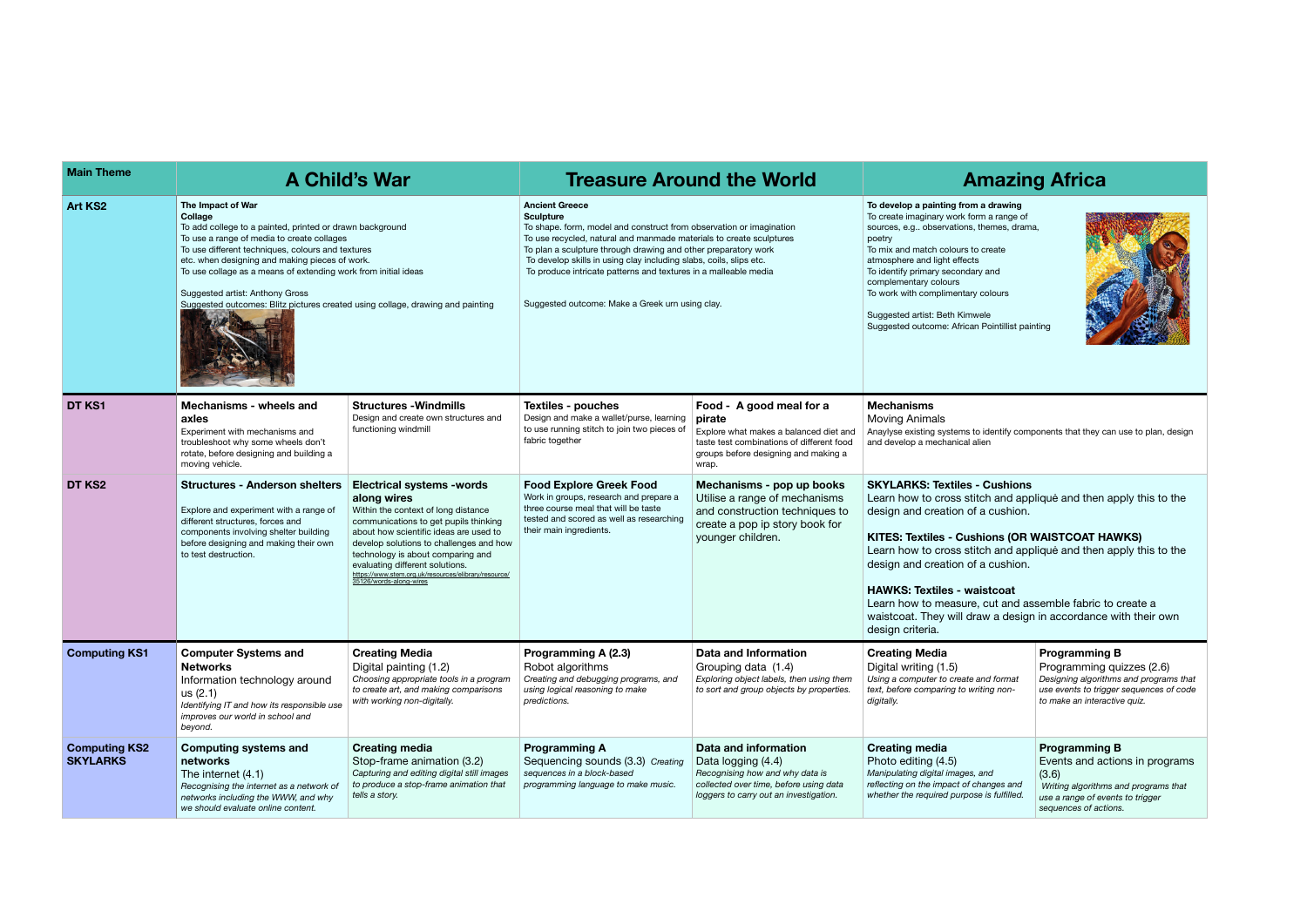| Main Theme | A Child's War | | Treasure Around the World | | Amazing Africa | |
|---|---|---|---|---|---|---|
| **Art KS2** | **The Impact of War**<br>**Collage**<br>To add college to a painted, printed or drawn background<br>To use a range of media to create collages<br>To use different techniques, colours and textures etc. when designing and making pieces of work.<br>To use collage as a means of extending work from initial ideas<br><br>Suggested artist: Anthony Gross<br>Suggested outcomes: Blitz pictures created using collage, drawing and painting | | **Ancient Greece**<br>**Sculpture**<br>To shape. form, model and construct from observation or imagination<br>To use recycled, natural and manmade materials to create sculptures<br>To plan a sculpture through drawing and other preparatory work<br>To develop skills in using clay including slabs, coils, slips etc.<br>To produce intricate patterns and textures in a malleable media<br><br>Suggested outcome: Make a Greek urn using clay. | | **To develop a painting from a drawing**<br>To create imaginary work form a range of sources, e.g.. observations, themes, drama, poetry<br>To mix and match colours to create atmosphere and light effects<br>To identify primary secondary and complementary colours<br>To work with complimentary colours<br><br>Suggested artist: Beth Kimwele<br>Suggested outcome: African Pointillist painting | |
| **DT KS1** | **Mechanisms - wheels and axles**<br>Experiment with mechanisms and troubleshoot why some wheels don't rotate, before designing and building a moving vehicle. | **Structures -Windmills**<br>Design and create own structures and functioning windmill | **Textiles - pouches**<br>Design and make a wallet/purse, learning to use running stitch to join two pieces of fabric together | **Food - A good meal for a pirate**<br>Explore what makes a balanced diet and taste test combinations of different food groups before designing and making a wrap. | **Mechanisms**<br>Moving Animals<br>Anaylyse existing systems to identify components that they can use to plan, design and develop a mechanical alien | |
| **DT KS2** | **Structures - Anderson shelters**<br><br>Explore and experiment with a range of different structures, forces and components involving shelter building before designing and making their own to test destruction. | **Electrical systems -words along wires**<br>Within the context of long distance communications to get pupils thinking about how scientific ideas are used to develop solutions to challenges and how technology is about comparing and evaluating different solutions.<br>https://www.stem.org.uk/resources/elibrary/resource/35126/words-along-wires | **Food Explore Greek Food**<br>Work in groups, research and prepare a three course meal that will be taste tested and scored as well as researching their main ingredients. | **Mechanisms - pop up books**<br>Utilise a range of mechanisms and construction techniques to create a pop ip story book for younger children. | **SKYLARKS: Textiles - Cushions**<br>Learn how to cross stitch and appliqué and then apply this to the design and creation of a cushion.<br><br>**KITES: Textiles - Cushions (OR WAISTCOAT HAWKS)**<br>Learn how to cross stitch and appliqué and then apply this to the design and creation of a cushion.<br><br>**HAWKS: Textiles - waistcoat**<br>Learn how to measure, cut and assemble fabric to create a waistcoat. They will draw a design in accordance with their own design criteria. | |
| **Computing KS1** | **Computer Systems and Networks**<br>Information technology around us (2.1)<br>*Identifying IT and how its responsible use improves our world in school and beyond.* | **Creating Media**<br>Digital painting (1.2)<br>*Choosing appropriate tools in a program to create art, and making comparisons with working non-digitally.* | **Programming A (2.3)**<br>Robot algorithms<br>*Creating and debugging programs, and using logical reasoning to make predictions.* | **Data and Information**<br>Grouping data (1.4)<br>*Exploring object labels, then using them to sort and group objects by properties.* | **Creating Media**<br>Digital writing (1.5)<br>*Using a computer to create and format text, before comparing to writing non-digitally.* | **Programming B**<br>Programming quizzes (2.6)<br>*Designing algorithms and programs that use events to trigger sequences of code to make an interactive quiz.* |
| **Computing KS2 SKYLARKS** | **Computing systems and networks**<br>The internet (4.1)<br>*Recognising the internet as a network of networks including the WWW, and why we should evaluate online content.* | **Creating media**<br>Stop-frame animation (3.2)<br>*Capturing and editing digital still images to produce a stop-frame animation that tells a story.* | **Programming A**<br>Sequencing sounds (3.3) *Creating sequences in a block-based programming language to make music.* | **Data and information**<br>Data logging (4.4)<br>*Recognising how and why data is collected over time, before using data loggers to carry out an investigation.* | **Creating media**<br>Photo editing (4.5)<br>*Manipulating digital images, and reflecting on the impact of changes and whether the required purpose is fulfilled.* | **Programming B**<br>Events and actions in programs (3.6)<br>*Writing algorithms and programs that use a range of events to trigger sequences of actions.* |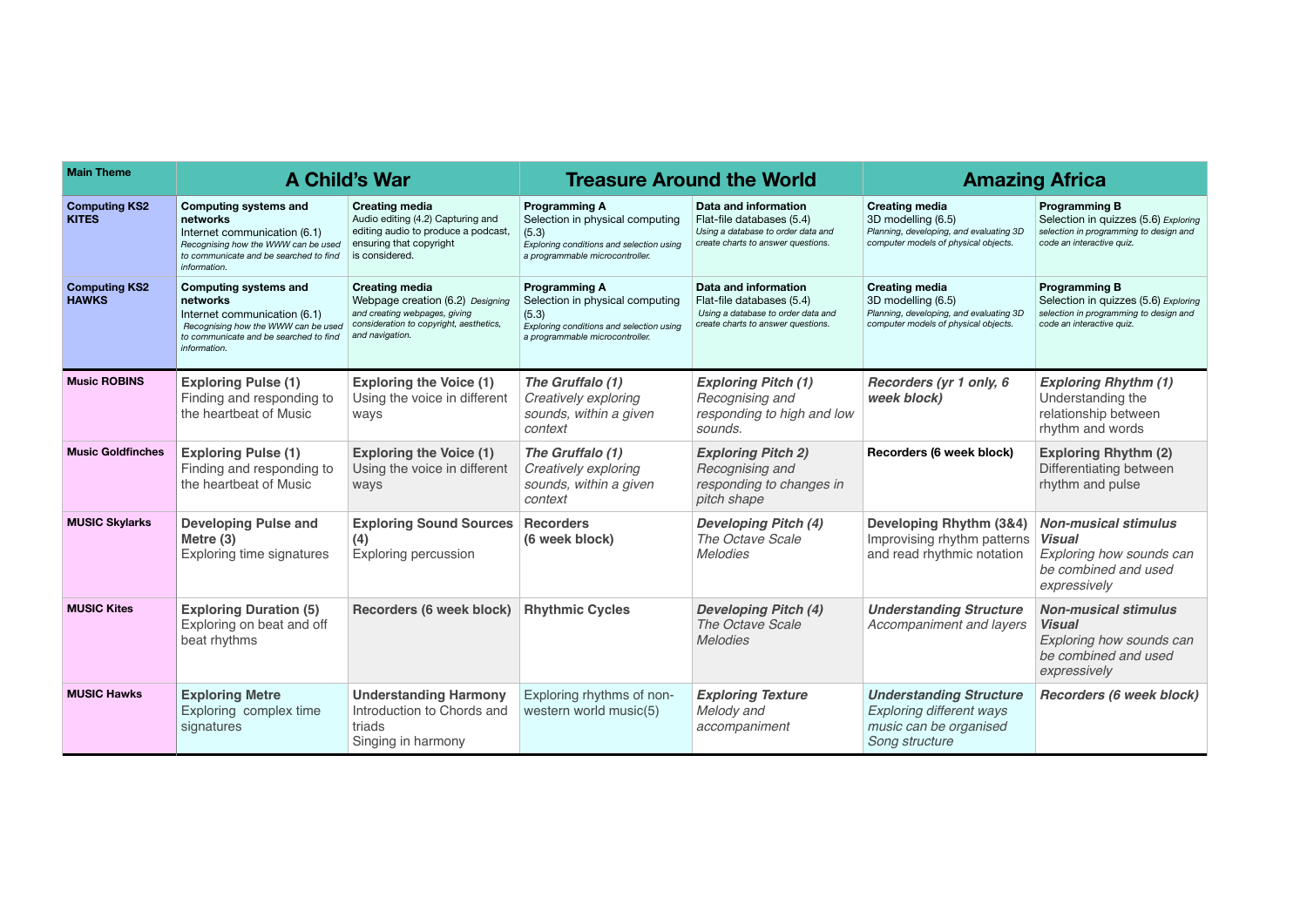| Main Theme | A Child's War | | Treasure Around the World | | Amazing Africa | |
|---|---|---|---|---|---|---|
| **Computing KS2 KITES** | **Computing systems and networks** Internet communication (6.1) *Recognising how the WWW can be used to communicate and be searched to find information.* | **Creating media** Audio editing (4.2) Capturing and editing audio to produce a podcast, ensuring that copyright is considered. | **Programming A** Selection in physical computing (5.3) *Exploring conditions and selection using a programmable microcontroller.* | **Data and information** Flat-file databases (5.4) *Using a database to order data and create charts to answer questions.* | **Creating media** 3D modelling (6.5) *Planning, developing, and evaluating 3D computer models of physical objects.* | **Programming B** Selection in quizzes (5.6) *Exploring selection in programming to design and code an interactive quiz.* |
| **Computing KS2 HAWKS** | **Computing systems and networks** Internet communication (6.1) *Recognising how the WWW can be used to communicate and be searched to find information.* | **Creating media** Webpage creation (6.2) *Designing and creating webpages, giving consideration to copyright, aesthetics, and navigation.* | **Programming A** Selection in physical computing (5.3) *Exploring conditions and selection using a programmable microcontroller.* | **Data and information** Flat-file databases (5.4) *Using a database to order data and create charts to answer questions.* | **Creating media** 3D modelling (6.5) *Planning, developing, and evaluating 3D computer models of physical objects.* | **Programming B** Selection in quizzes (5.6) *Exploring selection in programming to design and code an interactive quiz.* |
| **Music ROBINS** | **Exploring Pulse (1)** Finding and responding to the heartbeat of Music | **Exploring the Voice (1)** Using the voice in different ways | ***The Gruffalo (1)*** *Creatively exploring sounds, within a given context* | ***Exploring Pitch (1)*** *Recognising and responding to high and low sounds.* | ***Recorders (yr 1 only, 6 week block)*** | ***Exploring Rhythm (1)*** Understanding the relationship between rhythm and words |
| **Music Goldfinches** | **Exploring Pulse (1)** Finding and responding to the heartbeat of Music | **Exploring the Voice (1)** Using the voice in different ways | ***The Gruffalo (1)*** *Creatively exploring sounds, within a given context* | ***Exploring Pitch 2)*** *Recognising and responding to changes in pitch shape* | **Recorders (6 week block)** | **Exploring Rhythm (2)** Differentiating between rhythm and pulse |
| **MUSIC Skylarks** | **Developing Pulse and Metre (3)** Exploring time signatures | **Exploring Sound Sources (4)** Exploring percussion | **Recorders (6 week block)** | ***Developing Pitch (4)*** *The Octave Scale Melodies* | **Developing Rhythm (3&4)** Improvising rhythm patterns and read rhythmic notation | ***Non-musical stimulus Visual*** *Exploring how sounds can be combined and used expressively* |
| **MUSIC Kites** | **Exploring Duration (5)** Exploring on beat and off beat rhythms | **Recorders (6 week block)** | **Rhythmic Cycles** | ***Developing Pitch (4)*** *The Octave Scale Melodies* | ***Understanding Structure*** *Accompaniment and layers* | ***Non-musical stimulus Visual*** *Exploring how sounds can be combined and used expressively* |
| **MUSIC Hawks** | **Exploring Metre** Exploring complex time signatures | **Understanding Harmony** Introduction to Chords and triads Singing in harmony | Exploring rhythms of non-western world music(5) | ***Exploring Texture*** *Melody and accompaniment* | ***Understanding Structure*** *Exploring different ways music can be organised Song structure* | ***Recorders (6 week block)*** |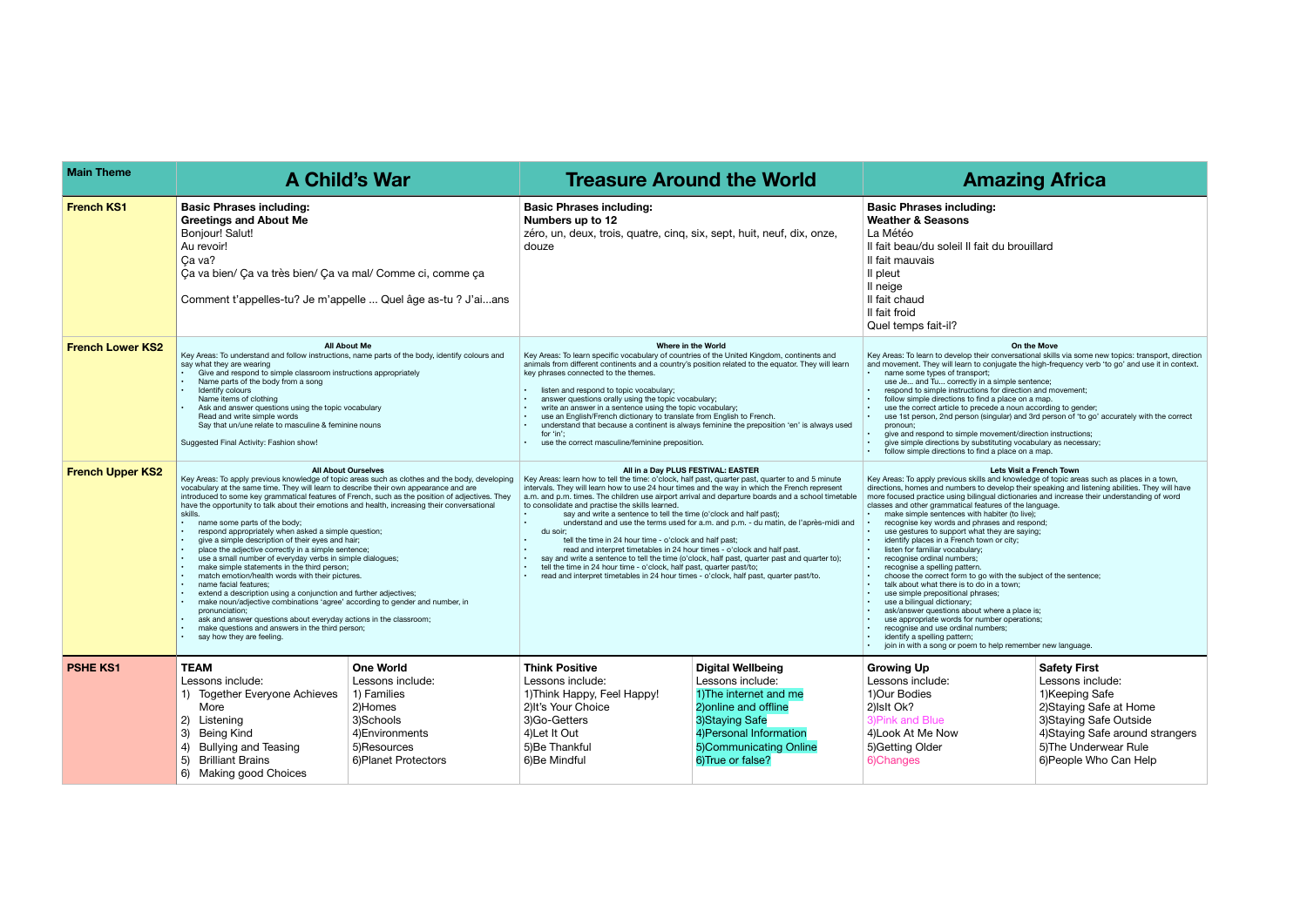| Main Theme | A Child's War | | Treasure Around the World | | Amazing Africa | |
|---|---|---|---|---|---|---|
| **French KS1** | **Basic Phrases including:**<br>**Greetings and About Me**<br>Bonjour! Salut!<br>Au revoir!<br>Ça va?<br>Ça va bien/ Ça va très bien/ Ça va mal/ Comme ci, comme ça<br><br>Comment t'appelles-tu? Je m'appelle ... Quel âge as-tu ? J'ai...ans | | **Basic Phrases including:**<br>**Numbers up to 12**<br>zéro, un, deux, trois, quatre, cinq, six, sept, huit, neuf, dix, onze, douze | | **Basic Phrases including:**<br>**Weather & Seasons**<br>La Météo<br>Il fait beau/du soleil Il fait du brouillard<br>Il fait mauvais<br>Il pleut<br>Il neige<br>Il fait chaud<br>Il fait froid<br>Quel temps fait-il? | |
| **French Lower KS2** | **All About Me**<br>Key Areas: To understand and follow instructions, name parts of the body, identify colours and say what they are wearing<br>• Give and respond to simple classroom instructions appropriately<br>• Name parts of the body from a song<br>• Identify colours<br>Name items of clothing<br>• Ask and answer questions using the topic vocabulary<br>Read and write simple words<br>Say that un/une relate to masculine & feminine nouns<br><br>Suggested Final Activity: Fashion show! | | **Where in the World**<br>Key Areas: To learn specific vocabulary of countries of the United Kingdom, continents and animals from different continents and a country's position related to the equator. They will learn key phrases connected to the themes.<br><br>• listen and respond to topic vocabulary;<br>• answer questions orally using the topic vocabulary;<br>• write an answer in a sentence using the topic vocabulary;<br>• use an English/French dictionary to translate from English to French.<br>• understand that because a continent is always feminine the preposition 'en' is always used for 'in';<br>• use the correct masculine/feminine preposition. | | **On the Move**<br>Key Areas: To learn to develop their conversational skills via some new topics: transport, direction and movement. They will learn to conjugate the high-frequency verb 'to go' and use it in context.<br>• name some types of transport;<br>use Je... and Tu... correctly in a simple sentence;<br>• respond to simple instructions for direction and movement;<br>• follow simple directions to find a place on a map.<br>• use the correct article to precede a noun according to gender;<br>• use 1st person, 2nd person (singular) and 3rd person of 'to go' accurately with the correct pronoun;<br>• give and respond to simple movement/direction instructions;<br>• give simple directions by substituting vocabulary as necessary;<br>• follow simple directions to find a place on a map. | |
| **French Upper KS2** | **All About Ourselves**<br>Key Areas: To apply previous knowledge of topic areas such as clothes and the body, developing vocabulary at the same time. They will learn to describe their own appearance and are introduced to some key grammatical features of French, such as the position of adjectives. They have the opportunity to talk about their emotions and health, increasing their conversational skills.<br>• name some parts of the body;<br>• respond appropriately when asked a simple question;<br>• give a simple description of their eyes and hair;<br>• place the adjective correctly in a simple sentence;<br>• use a small number of everyday verbs in simple dialogues;<br>• make simple statements in the third person;<br>• match emotion/health words with their pictures.<br>• name facial features;<br>• extend a description using a conjunction and further adjectives;<br>• make noun/adjective combinations 'agree' according to gender and number, in pronunciation;<br>• ask and answer questions about everyday actions in the classroom;<br>• make questions and answers in the third person;<br>• say how they are feeling. | | **All in a Day PLUS FESTIVAL: EASTER**<br>Key Areas: learn how to tell the time: o'clock, half past, quarter past, quarter to and 5 minute intervals. They will learn how to use 24 hour times and the way in which the French represent a.m. and p.m. times. The children use airport arrival and departure boards and a school timetable to consolidate and practise the skills learned.<br>• say and write a sentence to tell the time (o'clock and half past);<br>• understand and use the terms used for a.m. and p.m. - du matin, de l'après-midi and du soir;<br>• tell the time in 24 hour time - o'clock and half past;<br>• read and interpret timetables in 24 hour times - o'clock and half past.<br>• say and write a sentence to tell the time (o'clock, half past, quarter past and quarter to);<br>• tell the time in 24 hour time - o'clock, half past, quarter past/to;<br>• read and interpret timetables in 24 hour times - o'clock, half past, quarter past/to. | | **Lets Visit a French Town**<br>Key Areas: To apply previous skills and knowledge of topic areas such as places in a town, directions, homes and numbers to develop their speaking and listening abilities. They will have more focused practice using bilingual dictionaries and increase their understanding of word classes and other grammatical features of the language.<br>• make simple sentences with habiter (to live);<br>• recognise key words and phrases and respond;<br>• use gestures to support what they are saying;<br>• identify places in a French town or city;<br>• listen for familiar vocabulary;<br>• recognise ordinal numbers;<br>• recognise a spelling pattern.<br>• choose the correct form to go with the subject of the sentence;<br>• talk about what there is to do in a town;<br>• use simple prepositional phrases;<br>• use a bilingual dictionary;<br>• ask/answer questions about where a place is;<br>• use appropriate words for number operations;<br>• recognise and use ordinal numbers;<br>• identify a spelling pattern;<br>• join in with a song or poem to help remember new language. | |
| **PSHE KS1** | **TEAM**<br>Lessons include:<br>1) Together Everyone Achieves More<br>2) Listening<br>3) Being Kind<br>4) Bullying and Teasing<br>5) Brilliant Brains<br>6) Making good Choices | **One World**<br>Lessons include:<br>1) Families<br>2)Homes<br>3)Schools<br>4)Environments<br>5)Resources<br>6)Planet Protectors | **Think Positive**<br>Lessons include:<br>1)Think Happy, Feel Happy!<br>2)It's Your Choice<br>3)Go-Getters<br>4)Let It Out<br>5)Be Thankful<br>6)Be Mindful | **Digital Wellbeing**<br>Lessons include:<br>1)The internet and me<br>2)online and offline<br>3)Staying Safe<br>4)Personal Information<br>5)Communicating Online<br>6)True or false? | **Growing Up**<br>Lessons include:<br>1)Our Bodies<br>2)IsIt Ok?<br>3)Pink and Blue<br>4)Look At Me Now<br>5)Getting Older<br>6)Changes | **Safety First**<br>Lessons include:<br>1)Keeping Safe<br>2)Staying Safe at Home<br>3)Staying Safe Outside<br>4)Staying Safe around strangers<br>5)The Underwear Rule<br>6)People Who Can Help |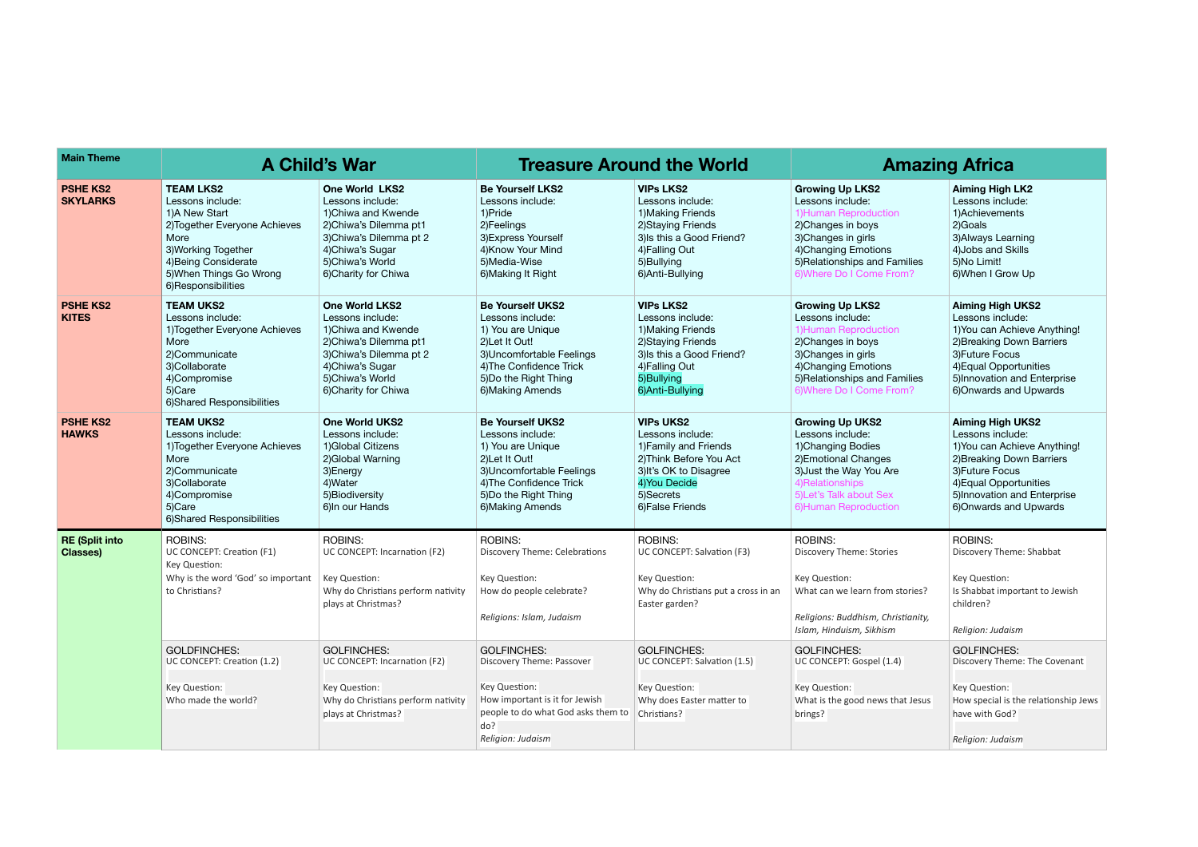| Main Theme | A Child's War | | Treasure Around the World | | Amazing Africa | |
|---|---|---|---|---|---|---|
| **PSHE KS2 SKYLARKS** | **TEAM LKS2**<br>Lessons include:<br>1)A New Start<br>2)Together Everyone Achieves More<br>3)Working Together<br>4)Being Considerate<br>5)When Things Go Wrong<br>6)Responsibilities | **One World LKS2**<br>Lessons include:<br>1)Chiwa and Kwende<br>2)Chiwa's Dilemma pt1<br>3)Chiwa's Dilemma pt 2<br>4)Chiwa's Sugar<br>5)Chiwa's World<br>6)Charity for Chiwa | **Be Yourself LKS2**<br>Lessons include:<br>1)Pride<br>2)Feelings<br>3)Express Yourself<br>4)Know Your Mind<br>5)Media-Wise<br>6)Making It Right | **VIPs LKS2**<br>Lessons include:<br>1)Making Friends<br>2)Staying Friends<br>3)Is this a Good Friend?<br>4)Falling Out<br>5)Bullying<br>6)Anti-Bullying | **Growing Up LKS2**<br>Lessons include:<br>1)Human Reproduction<br>2)Changes in boys<br>3)Changes in girls<br>4)Changing Emotions<br>5)Relationships and Families<br>6)Where Do I Come From? | **Aiming High LK2**<br>Lessons include:<br>1)Achievements<br>2)Goals<br>3)Always Learning<br>4)Jobs and Skills<br>5)No Limit!<br>6)When I Grow Up |
| **PSHE KS2 KITES** | **TEAM UKS2**<br>Lessons include:<br>1)Together Everyone Achieves More<br>2)Communicate<br>3)Collaborate<br>4)Compromise<br>5)Care<br>6)Shared Responsibilities | **One World LKS2**<br>Lessons include:<br>1)Chiwa and Kwende<br>2)Chiwa's Dilemma pt1<br>3)Chiwa's Dilemma pt 2<br>4)Chiwa's Sugar<br>5)Chiwa's World<br>6)Charity for Chiwa | **Be Yourself UKS2**<br>Lessons include:<br>1) You are Unique<br>2)Let It Out!<br>3)Uncomfortable Feelings<br>4)The Confidence Trick<br>5)Do the Right Thing<br>6)Making Amends | **VIPs LKS2**<br>Lessons include:<br>1)Making Friends<br>2)Staying Friends<br>3)Is this a Good Friend?<br>4)Falling Out<br>5)Bullying<br>6)Anti-Bullying | **Growing Up LKS2**<br>Lessons include:<br>1)Human Reproduction<br>2)Changes in boys<br>3)Changes in girls<br>4)Changing Emotions<br>5)Relationships and Families<br>6)Where Do I Come From? | **Aiming High UKS2**<br>Lessons include:<br>1)You can Achieve Anything!<br>2)Breaking Down Barriers<br>3)Future Focus<br>4)Equal Opportunities<br>5)Innovation and Enterprise<br>6)Onwards and Upwards |
| **PSHE KS2 HAWKS** | **TEAM UKS2**<br>Lessons include:<br>1)Together Everyone Achieves More<br>2)Communicate<br>3)Collaborate<br>4)Compromise<br>5)Care<br>6)Shared Responsibilities | **One World UKS2**<br>Lessons include:<br>1)Global Citizens<br>2)Global Warning<br>3)Energy<br>4)Water<br>5)Biodiversity<br>6)In our Hands | **Be Yourself UKS2**<br>Lessons include:<br>1) You are Unique<br>2)Let It Out!<br>3)Uncomfortable Feelings<br>4)The Confidence Trick<br>5)Do the Right Thing<br>6)Making Amends | **VIPs UKS2**<br>Lessons include:<br>1)Family and Friends<br>2)Think Before You Act<br>3)It's OK to Disagree<br>4)You Decide<br>5)Secrets<br>6)False Friends | **Growing Up UKS2**<br>Lessons include:<br>1)Changing Bodies<br>2)Emotional Changes<br>3)Just the Way You Are<br>4)Relationships<br>5)Let's Talk about Sex<br>6)Human Reproduction | **Aiming High UKS2**<br>Lessons include:<br>1)You can Achieve Anything!<br>2)Breaking Down Barriers<br>3)Future Focus<br>4)Equal Opportunities<br>5)Innovation and Enterprise<br>6)Onwards and Upwards |
| **RE (Split into Classes)** | ROBINS:<br>UC CONCEPT: Creation (F1)<br>Key Question:<br>Why is the word 'God' so important to Christians? | ROBINS:<br>UC CONCEPT: Incarnation (F2)<br>Key Question:<br>Why do Christians perform nativity plays at Christmas? | ROBINS:<br>Discovery Theme: Celebrations<br>Key Question:<br>How do people celebrate?<br>*Religions: Islam, Judaism* | ROBINS:<br>UC CONCEPT: Salvation (F3)<br>Key Question:<br>Why do Christians put a cross in an Easter garden? | ROBINS:<br>Discovery Theme: Stories<br>Key Question:<br>What can we learn from stories?<br>*Religions: Buddhism, Christianity, Islam, Hinduism, Sikhism* | ROBINS:<br>Discovery Theme: Shabbat<br>Key Question:<br>Is Shabbat important to Jewish children?<br>*Religion: Judaism* |
| | GOLDFINCHES:<br>UC CONCEPT: Creation (1.2)<br>Key Question:<br>Who made the world? | GOLFINCHES:<br>UC CONCEPT: Incarnation (F2)<br>Key Question:<br>Why do Christians perform nativity plays at Christmas? | GOLFINCHES:<br>Discovery Theme: Passover<br>Key Question:<br>How important is it for Jewish people to do what God asks them to do?<br>*Religion: Judaism* | GOLFINCHES:<br>UC CONCEPT: Salvation (1.5)<br>Key Question:<br>Why does Easter matter to Christians? | GOLFINCHES:<br>UC CONCEPT: Gospel (1.4)<br>Key Question:<br>What is the good news that Jesus brings? | GOLFINCHES:<br>Discovery Theme: The Covenant<br>Key Question:<br>How special is the relationship Jews have with God?<br>*Religion: Judaism* |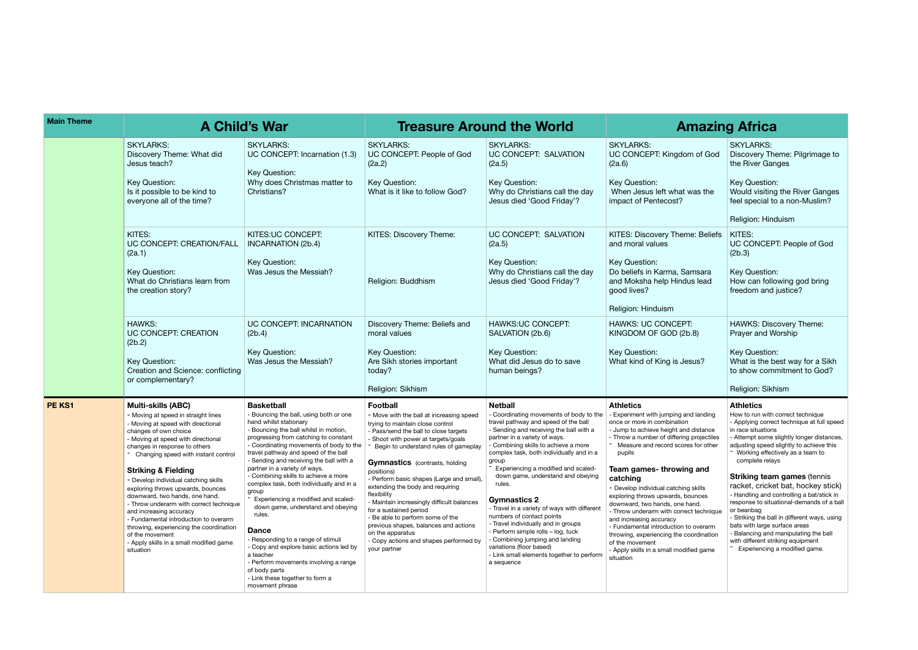| Main Theme | A Child's War | | Treasure Around the World | | Amazing Africa | |
|---|---|---|---|---|---|---|
| | SKYLARKS:<br>Discovery Theme: What did Jesus teach?<br><br>Key Question:<br>Is it possible to be kind to everyone all of the time? | SKYLARKS:<br>UC CONCEPT: Incarnation (1.3)<br><br>Key Question:<br>Why does Christmas matter to Christians? | SKYLARKS:<br>UC CONCEPT: People of God (2a.2)<br><br>Key Question:<br>What is it like to follow God? | SKYLARKS:<br>UC CONCEPT: SALVATION (2a.5)<br><br>Key Question:<br>Why do Christians call the day Jesus died 'Good Friday'? | SKYLARKS:<br>UC CONCEPT: Kingdom of God (2a.6)<br><br>Key Question:<br>When Jesus left what was the impact of Pentecost? | SKYLARKS:<br>Discovery Theme: Pilgrimage to the River Ganges<br><br>Key Question:<br>Would visiting the River Ganges feel special to a non-Muslim?<br><br>Religion: Hinduism |
| | KITES:<br>UC CONCEPT: CREATION/FALL (2a.1)<br><br>Key Question:<br>What do Christians learn from the creation story? | KITES:UC CONCEPT: INCARNATION (2b.4)<br><br>Key Question:<br>Was Jesus the Messiah? | KITES: Discovery Theme:<br><br>Religion: Buddhism | UC CONCEPT: SALVATION (2a.5)<br><br>Key Question:<br>Why do Christians call the day Jesus died 'Good Friday'? | KITES: Discovery Theme: Beliefs and moral values<br><br>Key Question:<br>Do beliefs in Karma, Samsara and Moksha help Hindus lead good lives?<br><br>Religion: Hinduism | KITES:<br>UC CONCEPT: People of God (2b.3)<br><br>Key Question:<br>How can following god bring freedom and justice? |
| | HAWKS:<br>UC CONCEPT: CREATION (2b.2)<br><br>Key Question:<br>Creation and Science: conflicting or complementary? | UC CONCEPT: INCARNATION (2b.4)<br><br>Key Question:<br>Was Jesus the Messiah? | Discovery Theme: Beliefs and moral values<br><br>Key Question:<br>Are Sikh stories important today?<br><br>Religion: Sikhism | HAWKS:UC CONCEPT: SALVATION (2b.6)<br><br>Key Question:<br>What did Jesus do to save human beings? | HAWKS: UC CONCEPT: KINGDOM OF GOD (2b.8)<br><br>Key Question:<br>What kind of King is Jesus? | HAWKS: Discovery Theme: Prayer and Worship<br><br>Key Question:<br>What is the best way for a Sikh to show commitment to God?<br><br>Religion: Sikhism |
| **PE KS1** | **Multi-skills (ABC)**<br>- Moving at speed in straight lines<br>- Moving at speed with directional changes of own choice<br>- Moving at speed with directional changes in response to others<br>- Changing speed with instant control<br><br>**Striking & Fielding**<br>- Develop individual catching skills exploring throws upwards, bounces downward, two hands, one hand.<br>- Throw underarm with correct technique and increasing accuracy<br>- Fundamental introduction to overarm throwing, experiencing the coordination of the movement<br>- Apply skills in a small modified game situation | **Basketball**<br>- Bouncing the ball, using both or one hand whilst stationary<br>- Bouncing the ball whilst in motion, progressing from catching to constant<br>- Coordinating movements of body to the travel pathway and speed of the ball<br>- Sending and receiving the ball with a partner in a variety of ways.<br>- Combining skills to achieve a more complex task, both individually and in a group<br>- Experiencing a modified and scaled-down game, understand and obeying rules.<br><br>**Dance**<br>- Responding to a range of stimuli<br>- Copy and explore basic actions led by a teacher<br>- Perform movements involving a range of body parts<br>- Link these together to form a movement phrase | **Football**<br>- Move with the ball at increasing speed trying to maintain close control<br>- Pass/send the ball to close targets<br>- Shoot with power at targets/goals<br>- Begin to understand rules of gameplay<br><br>**Gymnastics** (contrasts, holding positions)<br>- Perform basic shapes (Large and small), extending the body and requiring flexibility<br>- Maintain increasingly difficult balances for a sustained period<br>- Be able to perform some of the previous shapes, balances and actions on the apparatus<br>- Copy actions and shapes performed by your partner | **Netball**<br>- Coordinating movements of body to the travel pathway and speed of the ball<br>- Sending and receiving the ball with a partner in a variety of ways.<br>- Combining skills to achieve a more complex task, both individually and in a group<br>- Experiencing a modified and scaled-down game, understand and obeying rules.<br><br>**Gymnastics 2**<br>- Travel in a variety of ways with different numbers of contact points<br>- Travel individually and in groups<br>- Perform simple rolls – log, tuck<br>- Combining jumping and landing variations (floor based)<br>- Link small elements together to perform a sequence | **Athletics**<br>- Experiment with jumping and landing once or more in combination<br>- Jump to achieve height and distance<br>- Throw a number of differing projectiles<br>- Measure and record scores for other pupils<br><br>**Team games- throwing and catching**<br>- Develop individual catching skills exploring throws upwards, bounces downward, two hands, one hand.<br>- Throw underarm with correct technique and increasing accuracy<br>- Fundamental introduction to overarm throwing, experiencing the coordination of the movement<br>- Apply skills in a small modified game situation | **Athletics**<br>How to run with correct technique<br>- Applying correct technique at full speed in race situations<br>- Attempt some slightly longer distances, adjusting speed slightly to achieve this<br>- Working effectively as a team to complete relays<br><br>**Striking team games** (tennis racket, cricket bat, hockey stick)<br>- Handling and controlling a bat/stick in response to situational-demands of a ball or beanbag<br>- Striking the ball in different ways, using bats with large surface areas<br>- Balancing and manipulating the ball with different striking equipment<br>- Experiencing a modified game. |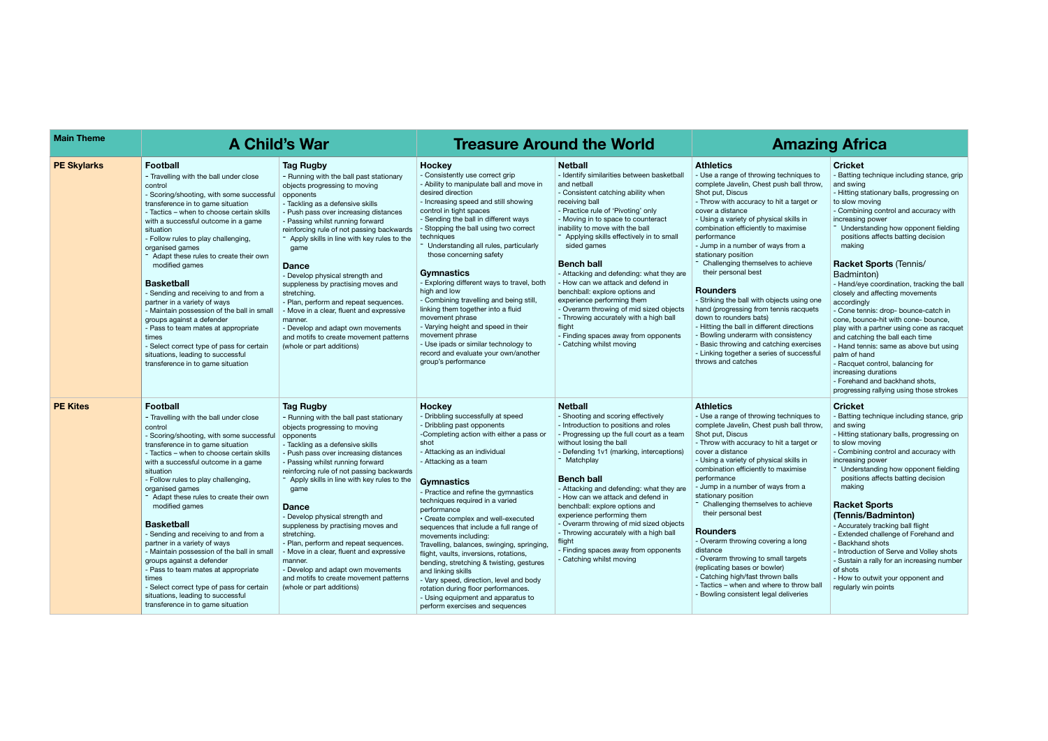| Main Theme | A Child's War | | Treasure Around the World | | Amazing Africa | |
|---|---|---|---|---|---|---|
| **PE Skylarks** | **Football**<br>- Travelling with the ball under close control<br>- Scoring/shooting, with some successful transference in to game situation<br>- Tactics – when to choose certain skills with a successful outcome in a game situation<br>- Follow rules to play challenging, organised games<br>- Adapt these rules to create their own modified games<br><br>**Basketball**<br>- Sending and receiving to and from a partner in a variety of ways<br>- Maintain possession of the ball in small groups against a defender<br>- Pass to team mates at appropriate times<br>- Select correct type of pass for certain situations, leading to successful transference in to game situation | **Tag Rugby**<br>- Running with the ball past stationary objects progressing to moving opponents<br>- Tackling as a defensive skills<br>- Push pass over increasing distances<br>- Passing whilst running forward reinforcing rule of not passing backwards<br>- Apply skills in line with key rules to the game<br><br>**Dance**<br>- Develop physical strength and suppleness by practising moves and stretching.<br>- Plan, perform and repeat sequences.<br>- Move in a clear, fluent and expressive manner.<br>- Develop and adapt own movements and motifs to create movement patterns (whole or part additions) | **Hockey**<br>- Consistently use correct grip<br>- Ability to manipulate ball and move in desired direction<br>- Increasing speed and still showing control in tight spaces<br>- Sending the ball in different ways<br>- Stopping the ball using two correct techniques<br>- Understanding all rules, particularly those concerning safety<br><br>**Gymnastics**<br>- Exploring different ways to travel, both high and low<br>- Combining travelling and being still, linking them together into a fluid movement phrase<br>- Varying height and speed in their movement phrase<br>- Use ipads or similar technology to record and evaluate your own/another group's performance | **Netball**<br>- Identify similarities between basketball and netball<br>- Consistent catching ability when receiving ball<br>- Practice rule of 'Pivoting' only<br>- Moving in to space to counteract inability to move with the ball<br>- Applying skills effectively in to small sided games<br><br>**Bench ball**<br>- Attacking and defending: what they are<br>- How can we attack and defend in benchball: explore options and experience performing them<br>- Overarm throwing of mid sized objects<br>- Throwing accurately with a high ball flight<br>- Finding spaces away from opponents<br>- Catching whilst moving | **Athletics**<br>- Use a range of throwing techniques to complete Javelin, Chest push ball throw, Shot put, Discus<br>- Throw with accuracy to hit a target or cover a distance<br>- Using a variety of physical skills in combination efficiently to maximise performance<br>- Jump in a number of ways from a stationary position<br>- Challenging themselves to achieve their personal best<br><br>**Rounders**<br>- Striking the ball with objects using one hand (progressing from tennis racquets down to rounders bats)<br>- Hitting the ball in different directions<br>- Bowling underarm with consistency<br>- Basic throwing and catching exercises<br>- Linking together a series of successful throws and catches | **Cricket**<br>- Batting technique including stance, grip and swing<br>- Hitting stationary balls, progressing on to slow moving<br>- Combining control and accuracy with increasing power<br>- Understanding how opponent fielding positions affects batting decision making<br><br>**Racket Sports** (Tennis/ Badminton)<br>- Hand/eye coordination, tracking the ball closely and affecting movements accordingly<br>- Cone tennis: drop- bounce-catch in cone, bounce-hit with cone- bounce, play with a partner using cone as racquet and catching the ball each time<br>- Hand tennis: same as above but using palm of hand<br>- Racquet control, balancing for increasing durations<br>- Forehand and backhand shots, progressing rallying using those strokes |
| **PE Kites** | **Football**<br>- Travelling with the ball under close control<br>- Scoring/shooting, with some successful transference in to game situation<br>- Tactics – when to choose certain skills with a successful outcome in a game situation<br>- Follow rules to play challenging, organised games<br>- Adapt these rules to create their own modified games<br><br>**Basketball**<br>- Sending and receiving to and from a partner in a variety of ways<br>- Maintain possession of the ball in small groups against a defender<br>- Pass to team mates at appropriate times<br>- Select correct type of pass for certain situations, leading to successful transference in to game situation | **Tag Rugby**<br>- Running with the ball past stationary objects progressing to moving opponents<br>- Tackling as a defensive skills<br>- Push pass over increasing distances<br>- Passing whilst running forward reinforcing rule of not passing backwards<br>- Apply skills in line with key rules to the game<br><br>**Dance**<br>- Develop physical strength and suppleness by practising moves and stretching.<br>- Plan, perform and repeat sequences.<br>- Move in a clear, fluent and expressive manner.<br>- Develop and adapt own movements and motifs to create movement patterns (whole or part additions) | **Hockey**<br>- Dribbling successfully at speed<br>- Dribbling past opponents<br>-Completing action with either a pass or shot<br>- Attacking as an individual<br>- Attacking as a team<br><br>**Gymnastics**<br>- Practice and refine the gymnastics techniques required in a varied performance<br>• Create complex and well-executed sequences that include a full range of movements including:<br>Travelling, balances, swinging, springing, flight, vaults, inversions, rotations, bending, stretching & twisting, gestures and linking skills<br>- Vary speed, direction, level and body rotation during floor performances.<br>- Using equipment and apparatus to perform exercises and sequences | **Netball**<br>- Shooting and scoring effectively<br>- Introduction to positions and roles<br>- Progressing up the full court as a team without losing the ball<br>- Defending 1v1 (marking, interceptions)<br>- Matchplay<br><br>**Bench ball**<br>- Attacking and defending: what they are<br>- How can we attack and defend in benchball: explore options and experience performing them<br>- Overarm throwing of mid sized objects<br>- Throwing accurately with a high ball flight<br>- Finding spaces away from opponents<br>- Catching whilst moving | **Athletics**<br>- Use a range of throwing techniques to complete Javelin, Chest push ball throw, Shot put, Discus<br>- Throw with accuracy to hit a target or cover a distance<br>- Using a variety of physical skills in combination efficiently to maximise performance<br>- Jump in a number of ways from a stationary position<br>- Challenging themselves to achieve their personal best<br><br>**Rounders**<br>- Overarm throwing covering a long distance<br>- Overarm throwing to small targets (replicating bases or bowler)<br>- Catching high/fast thrown balls<br>- Tactics – when and where to throw ball<br>- Bowling consistent legal deliveries | **Cricket**<br>- Batting technique including stance, grip and swing<br>- Hitting stationary balls, progressing on to slow moving<br>- Combining control and accuracy with increasing power<br>- Understanding how opponent fielding positions affects batting decision making<br><br>**Racket Sports (Tennis/Badminton)**<br>- Accurately tracking ball flight<br>- Extended challenge of Forehand and Backhand shots<br>- Introduction of Serve and Volley shots<br>- Sustain a rally for an increasing number of shots<br>- How to outwit your opponent and regularly win points |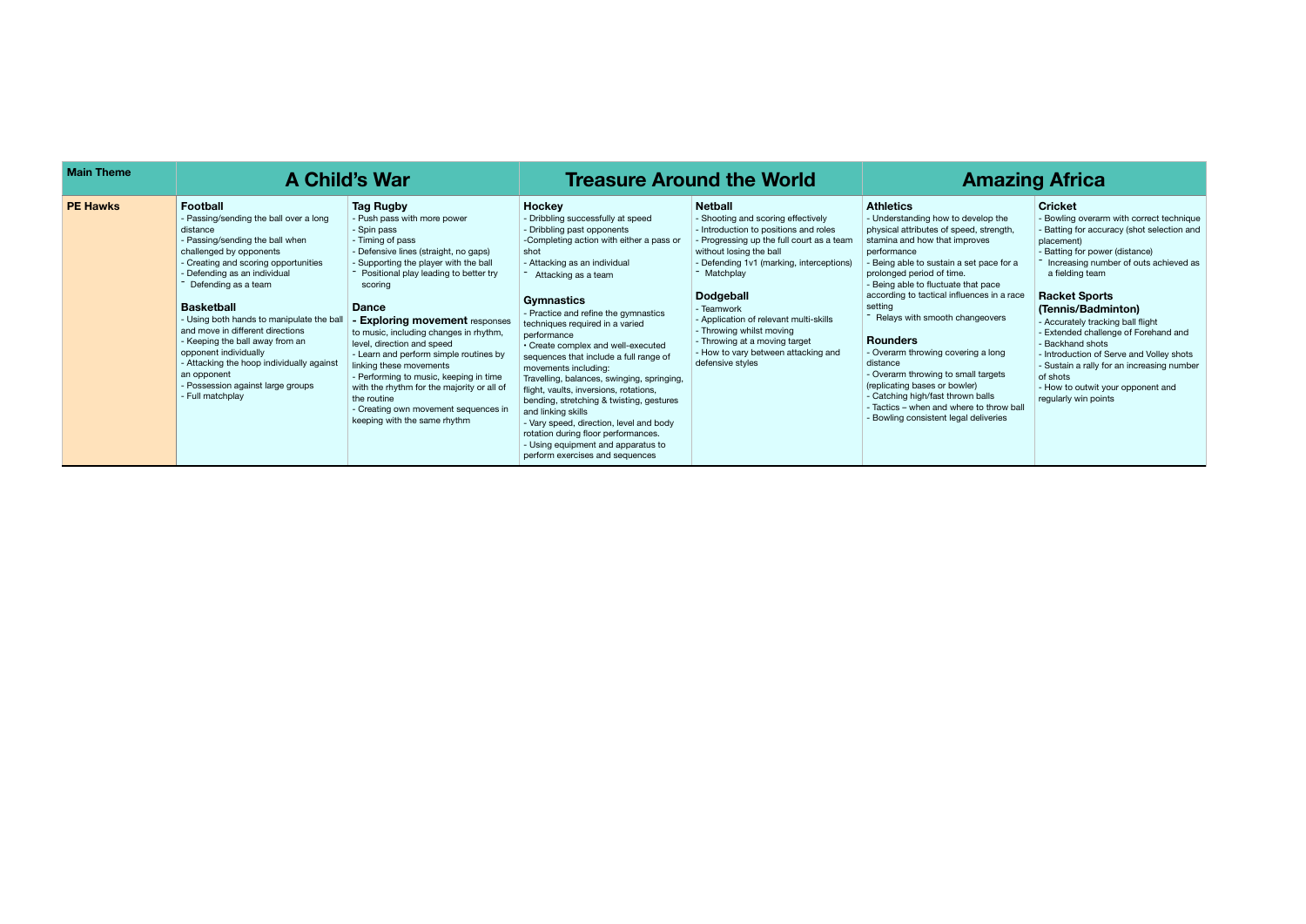| Main Theme | A Child's War | | Treasure Around the World | | Amazing Africa | |
|---|---|---|---|---|---|---|
| **PE Hawks** | **Football**<br>- Passing/sending the ball over a long distance<br>- Passing/sending the ball when challenged by opponents<br>- Creating and scoring opportunities<br>- Defending as an individual<br>- Defending as a team<br><br>**Basketball**<br>- Using both hands to manipulate the ball and move in different directions<br>- Keeping the ball away from an opponent individually<br>- Attacking the hoop individually against an opponent<br>- Possession against large groups<br>- Full matchplay | **Tag Rugby**<br>- Push pass with more power<br>- Spin pass<br>- Timing of pass<br>- Defensive lines (straight, no gaps)<br>- Supporting the player with the ball<br>- Positional play leading to better try scoring<br><br>**Dance**<br>- **Exploring movement** responses to music, including changes in rhythm, level, direction and speed<br>- Learn and perform simple routines by linking these movements<br>- Performing to music, keeping in time with the rhythm for the majority or all of the routine<br>- Creating own movement sequences in keeping with the same rhythm | **Hockey**<br>- Dribbling successfully at speed<br>- Dribbling past opponents<br>-Completing action with either a pass or shot<br>- Attacking as an individual<br>- Attacking as a team<br><br>**Gymnastics**<br>- Practice and refine the gymnastics techniques required in a varied performance<br>• Create complex and well-executed sequences that include a full range of movements including:<br>Travelling, balances, swinging, springing, flight, vaults, inversions, rotations, bending, stretching & twisting, gestures and linking skills<br>- Vary speed, direction, level and body rotation during floor performances.<br>- Using equipment and apparatus to perform exercises and sequences | **Netball**<br>- Shooting and scoring effectively<br>- Introduction to positions and roles<br>- Progressing up the full court as a team without losing the ball<br>- Defending 1v1 (marking, interceptions)<br>- Matchplay<br><br>**Dodgeball**<br>- Teamwork<br>- Application of relevant multi-skills<br>- Throwing whilst moving<br>- Throwing at a moving target<br>- How to vary between attacking and defensive styles | **Athletics**<br>- Understanding how to develop the physical attributes of speed, strength, stamina and how that improves performance<br>- Being able to sustain a set pace for a prolonged period of time.<br>- Being able to fluctuate that pace according to tactical influences in a race setting<br>- Relays with smooth changeovers<br><br>**Rounders**<br>- Overarm throwing covering a long distance<br>- Overarm throwing to small targets (replicating bases or bowler)<br>- Catching high/fast thrown balls<br>- Tactics – when and where to throw ball<br>- Bowling consistent legal deliveries | **Cricket**<br>- Bowling overarm with correct technique<br>- Batting for accuracy (shot selection and placement)<br>- Batting for power (distance)<br>- Increasing number of outs achieved as a fielding team<br><br>**Racket Sports (Tennis/Badminton)**<br>- Accurately tracking ball flight<br>- Extended challenge of Forehand and<br>- Backhand shots<br>- Introduction of Serve and Volley shots<br>- Sustain a rally for an increasing number of shots<br>- How to outwit your opponent and regularly win points |